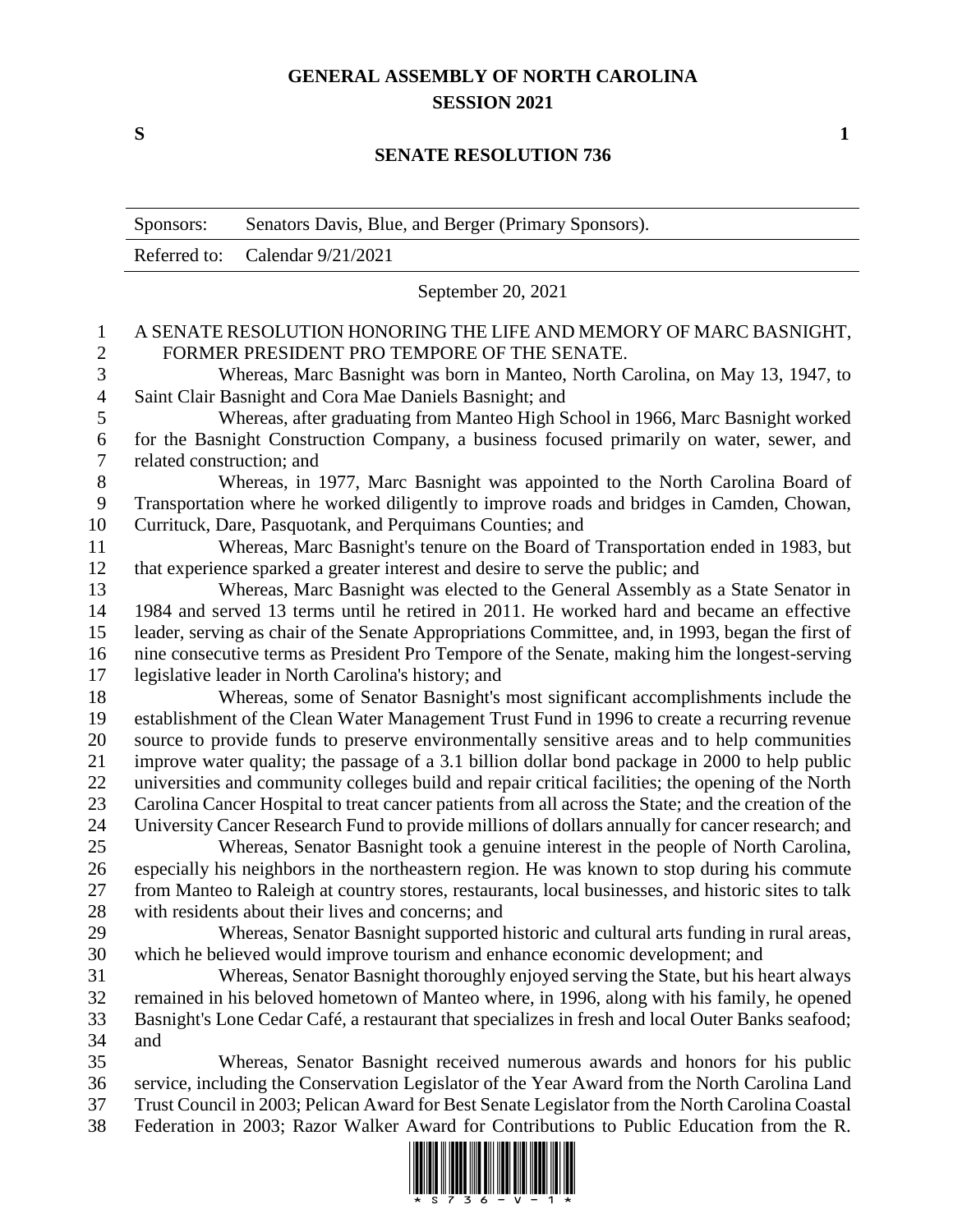**GENERAL ASSEMBLY OF NORTH CAROLINA**
**SESSION 2021**

**S** **1**

**SENATE RESOLUTION 736**

| Sponsors: | Senators Davis, Blue, and Berger (Primary Sponsors). |
|---|---|
| Referred to: | Calendar 9/21/2021 |

September 20, 2021

A SENATE RESOLUTION HONORING THE LIFE AND MEMORY OF MARC BASNIGHT, FORMER PRESIDENT PRO TEMPORE OF THE SENATE.

Whereas, Marc Basnight was born in Manteo, North Carolina, on May 13, 1947, to Saint Clair Basnight and Cora Mae Daniels Basnight; and

Whereas, after graduating from Manteo High School in 1966, Marc Basnight worked for the Basnight Construction Company, a business focused primarily on water, sewer, and related construction; and

Whereas, in 1977, Marc Basnight was appointed to the North Carolina Board of Transportation where he worked diligently to improve roads and bridges in Camden, Chowan, Currituck, Dare, Pasquotank, and Perquimans Counties; and

Whereas, Marc Basnight's tenure on the Board of Transportation ended in 1983, but that experience sparked a greater interest and desire to serve the public; and

Whereas, Marc Basnight was elected to the General Assembly as a State Senator in 1984 and served 13 terms until he retired in 2011. He worked hard and became an effective leader, serving as chair of the Senate Appropriations Committee, and, in 1993, began the first of nine consecutive terms as President Pro Tempore of the Senate, making him the longest-serving legislative leader in North Carolina's history; and

Whereas, some of Senator Basnight's most significant accomplishments include the establishment of the Clean Water Management Trust Fund in 1996 to create a recurring revenue source to provide funds to preserve environmentally sensitive areas and to help communities improve water quality; the passage of a 3.1 billion dollar bond package in 2000 to help public universities and community colleges build and repair critical facilities; the opening of the North Carolina Cancer Hospital to treat cancer patients from all across the State; and the creation of the University Cancer Research Fund to provide millions of dollars annually for cancer research; and

Whereas, Senator Basnight took a genuine interest in the people of North Carolina, especially his neighbors in the northeastern region. He was known to stop during his commute from Manteo to Raleigh at country stores, restaurants, local businesses, and historic sites to talk with residents about their lives and concerns; and

Whereas, Senator Basnight supported historic and cultural arts funding in rural areas, which he believed would improve tourism and enhance economic development; and

Whereas, Senator Basnight thoroughly enjoyed serving the State, but his heart always remained in his beloved hometown of Manteo where, in 1996, along with his family, he opened Basnight's Lone Cedar Café, a restaurant that specializes in fresh and local Outer Banks seafood; and

Whereas, Senator Basnight received numerous awards and honors for his public service, including the Conservation Legislator of the Year Award from the North Carolina Land Trust Council in 2003; Pelican Award for Best Senate Legislator from the North Carolina Coastal Federation in 2003; Razor Walker Award for Contributions to Public Education from the R.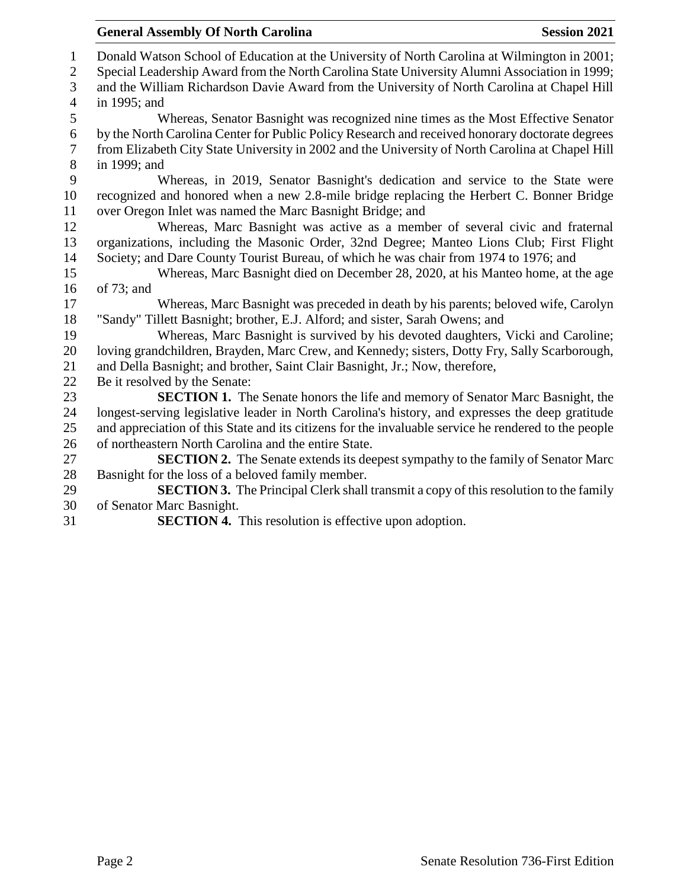Donald Watson School of Education at the University of North Carolina at Wilmington in 2001; Special Leadership Award from the North Carolina State University Alumni Association in 1999; and the William Richardson Davie Award from the University of North Carolina at Chapel Hill in 1995; and

Whereas, Senator Basnight was recognized nine times as the Most Effective Senator by the North Carolina Center for Public Policy Research and received honorary doctorate degrees from Elizabeth City State University in 2002 and the University of North Carolina at Chapel Hill in 1999; and

Whereas, in 2019, Senator Basnight's dedication and service to the State were recognized and honored when a new 2.8-mile bridge replacing the Herbert C. Bonner Bridge over Oregon Inlet was named the Marc Basnight Bridge; and

Whereas, Marc Basnight was active as a member of several civic and fraternal organizations, including the Masonic Order, 32nd Degree; Manteo Lions Club; First Flight Society; and Dare County Tourist Bureau, of which he was chair from 1974 to 1976; and

Whereas, Marc Basnight died on December 28, 2020, at his Manteo home, at the age of 73; and

Whereas, Marc Basnight was preceded in death by his parents; beloved wife, Carolyn "Sandy" Tillett Basnight; brother, E.J. Alford; and sister, Sarah Owens; and

Whereas, Marc Basnight is survived by his devoted daughters, Vicki and Caroline; loving grandchildren, Brayden, Marc Crew, and Kennedy; sisters, Dotty Fry, Sally Scarborough, and Della Basnight; and brother, Saint Clair Basnight, Jr.; Now, therefore,

Be it resolved by the Senate:

**SECTION 1.** The Senate honors the life and memory of Senator Marc Basnight, the longest-serving legislative leader in North Carolina's history, and expresses the deep gratitude and appreciation of this State and its citizens for the invaluable service he rendered to the people of northeastern North Carolina and the entire State.

**SECTION 2.** The Senate extends its deepest sympathy to the family of Senator Marc Basnight for the loss of a beloved family member.

**SECTION 3.** The Principal Clerk shall transmit a copy of this resolution to the family of Senator Marc Basnight.

**SECTION 4.** This resolution is effective upon adoption.